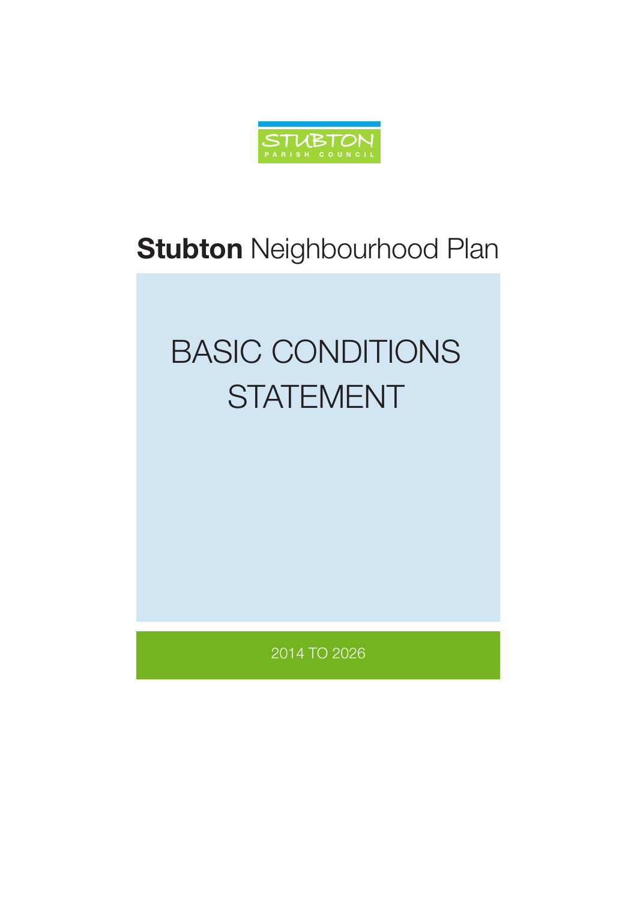STUBTON PARISH COUNCIL

# **Stubton** Neighbourhood Plan

# BASIC CONDITIONS STATEMENT

2014 TO 2026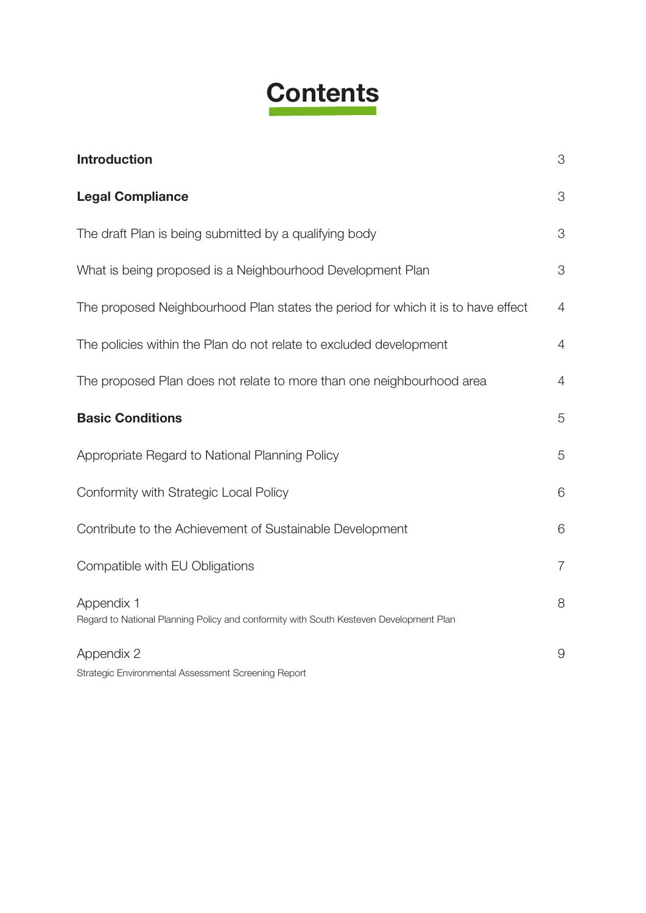# Contents

| | |
|---|---|
| **Introduction** | 3 |
| **Legal Compliance** | 3 |
| The draft Plan is being submitted by a qualifying body | 3 |
| What is being proposed is a Neighbourhood Development Plan | 3 |
| The proposed Neighbourhood Plan states the period for which it is to have effect | 4 |
| The policies within the Plan do not relate to excluded development | 4 |
| The proposed Plan does not relate to more than one neighbourhood area | 4 |
| **Basic Conditions** | 5 |
| Appropriate Regard to National Planning Policy | 5 |
| Conformity with Strategic Local Policy | 6 |
| Contribute to the Achievement of Sustainable Development | 6 |
| Compatible with EU Obligations | 7 |
| Appendix 1<br>Regard to National Planning Policy and conformity with South Kesteven Development Plan | 8 |
| Appendix 2<br>Strategic Environmental Assessment Screening Report | 9 |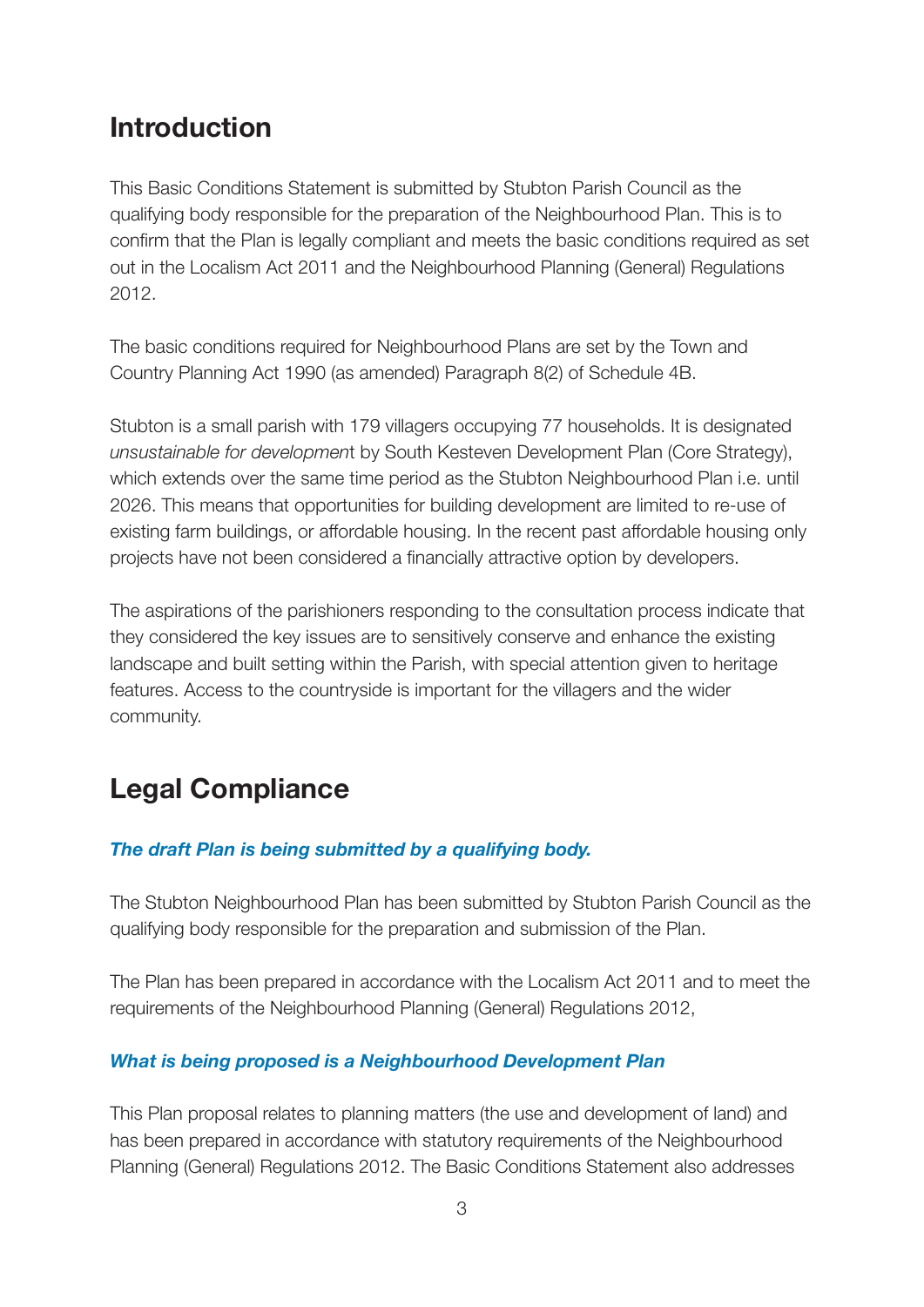## Introduction

This Basic Conditions Statement is submitted by Stubton Parish Council as the qualifying body responsible for the preparation of the Neighbourhood Plan. This is to confirm that the Plan is legally compliant and meets the basic conditions required as set out in the Localism Act 2011 and the Neighbourhood Planning (General) Regulations 2012.

The basic conditions required for Neighbourhood Plans are set by the Town and Country Planning Act 1990 (as amended) Paragraph 8(2) of Schedule 4B.

Stubton is a small parish with 179 villagers occupying 77 households. It is designated *unsustainable for developmen*t by South Kesteven Development Plan (Core Strategy), which extends over the same time period as the Stubton Neighbourhood Plan i.e. until 2026. This means that opportunities for building development are limited to re-use of existing farm buildings, or affordable housing. In the recent past affordable housing only projects have not been considered a financially attractive option by developers.

The aspirations of the parishioners responding to the consultation process indicate that they considered the key issues are to sensitively conserve and enhance the existing landscape and built setting within the Parish, with special attention given to heritage features. Access to the countryside is important for the villagers and the wider community.

## Legal Compliance

***The draft Plan is being submitted by a qualifying body.***

The Stubton Neighbourhood Plan has been submitted by Stubton Parish Council as the qualifying body responsible for the preparation and submission of the Plan.

The Plan has been prepared in accordance with the Localism Act 2011 and to meet the requirements of the Neighbourhood Planning (General) Regulations 2012,

***What is being proposed is a Neighbourhood Development Plan***

This Plan proposal relates to planning matters (the use and development of land) and has been prepared in accordance with statutory requirements of the Neighbourhood Planning (General) Regulations 2012. The Basic Conditions Statement also addresses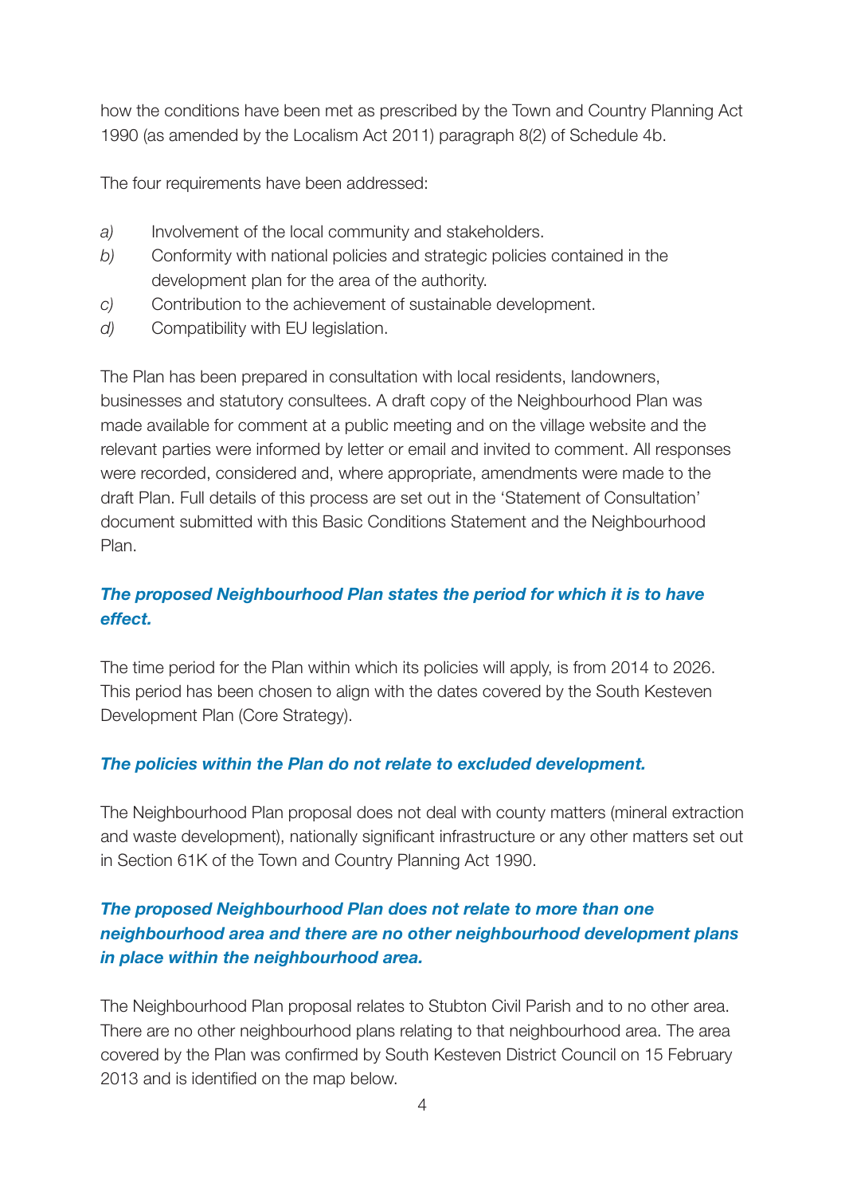how the conditions have been met as prescribed by the Town and Country Planning Act 1990 (as amended by the Localism Act 2011) paragraph 8(2) of Schedule 4b.

The four requirements have been addressed:

*a)* Involvement of the local community and stakeholders.
*b)* Conformity with national policies and strategic policies contained in the development plan for the area of the authority.
*c)* Contribution to the achievement of sustainable development.
*d)* Compatibility with EU legislation.

The Plan has been prepared in consultation with local residents, landowners, businesses and statutory consultees. A draft copy of the Neighbourhood Plan was made available for comment at a public meeting and on the village website and the relevant parties were informed by letter or email and invited to comment. All responses were recorded, considered and, where appropriate, amendments were made to the draft Plan. Full details of this process are set out in the 'Statement of Consultation' document submitted with this Basic Conditions Statement and the Neighbourhood Plan.

### *The proposed Neighbourhood Plan states the period for which it is to have effect.*

The time period for the Plan within which its policies will apply, is from 2014 to 2026. This period has been chosen to align with the dates covered by the South Kesteven Development Plan (Core Strategy).

### *The policies within the Plan do not relate to excluded development.*

The Neighbourhood Plan proposal does not deal with county matters (mineral extraction and waste development), nationally significant infrastructure or any other matters set out in Section 61K of the Town and Country Planning Act 1990.

### *The proposed Neighbourhood Plan does not relate to more than one neighbourhood area and there are no other neighbourhood development plans in place within the neighbourhood area.*

The Neighbourhood Plan proposal relates to Stubton Civil Parish and to no other area. There are no other neighbourhood plans relating to that neighbourhood area. The area covered by the Plan was confirmed by South Kesteven District Council on 15 February 2013 and is identified on the map below.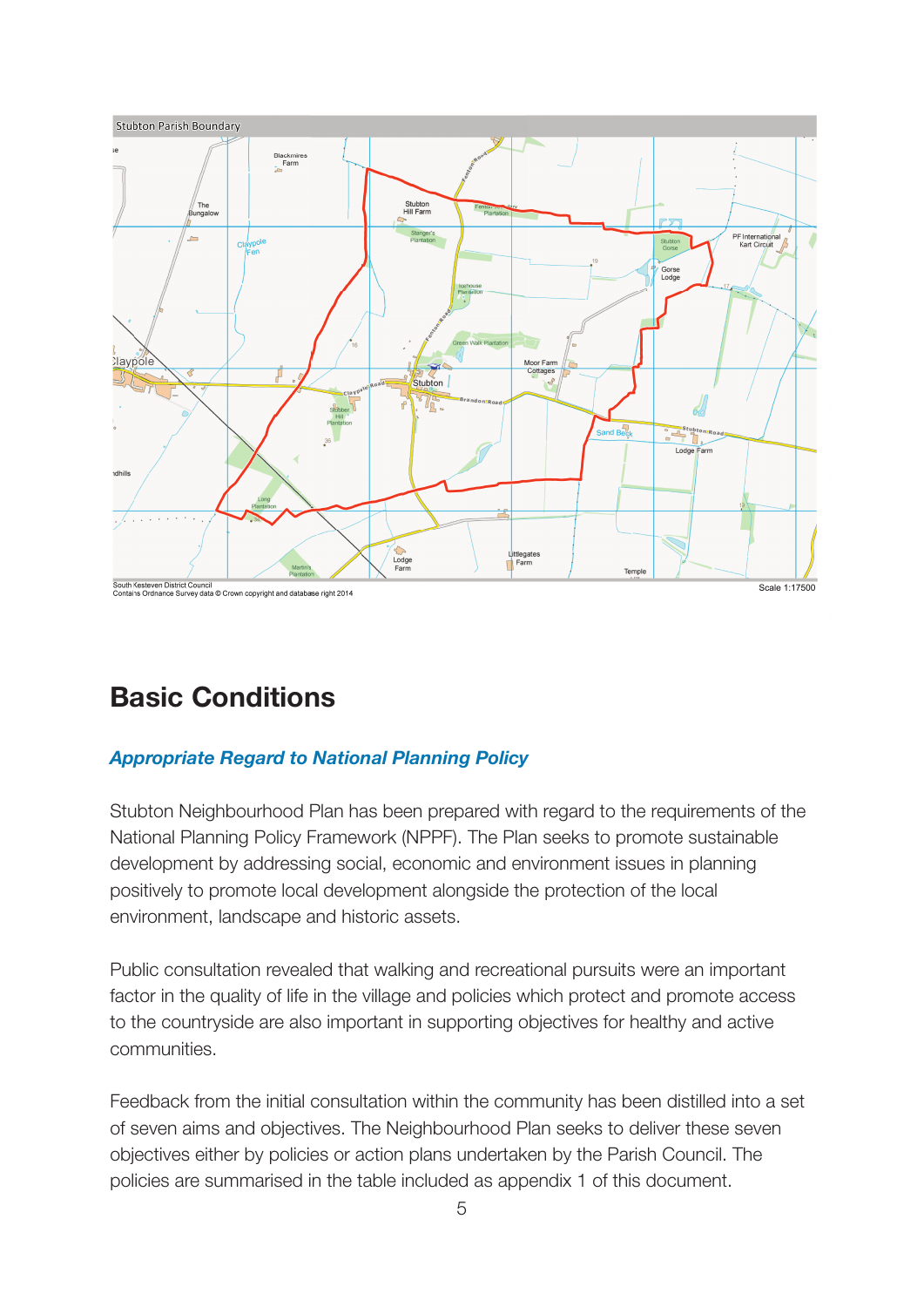Stubton Parish Boundary

South Kesteven District Council
Contains Ordnance Survey data © Crown copyright and database right 2014

Scale 1:17500

## Basic Conditions

### *Appropriate Regard to National Planning Policy*

Stubton Neighbourhood Plan has been prepared with regard to the requirements of the National Planning Policy Framework (NPPF). The Plan seeks to promote sustainable development by addressing social, economic and environment issues in planning positively to promote local development alongside the protection of the local environment, landscape and historic assets.

Public consultation revealed that walking and recreational pursuits were an important factor in the quality of life in the village and policies which protect and promote access to the countryside are also important in supporting objectives for healthy and active communities.

Feedback from the initial consultation within the community has been distilled into a set of seven aims and objectives. The Neighbourhood Plan seeks to deliver these seven objectives either by policies or action plans undertaken by the Parish Council. The policies are summarised in the table included as appendix 1 of this document.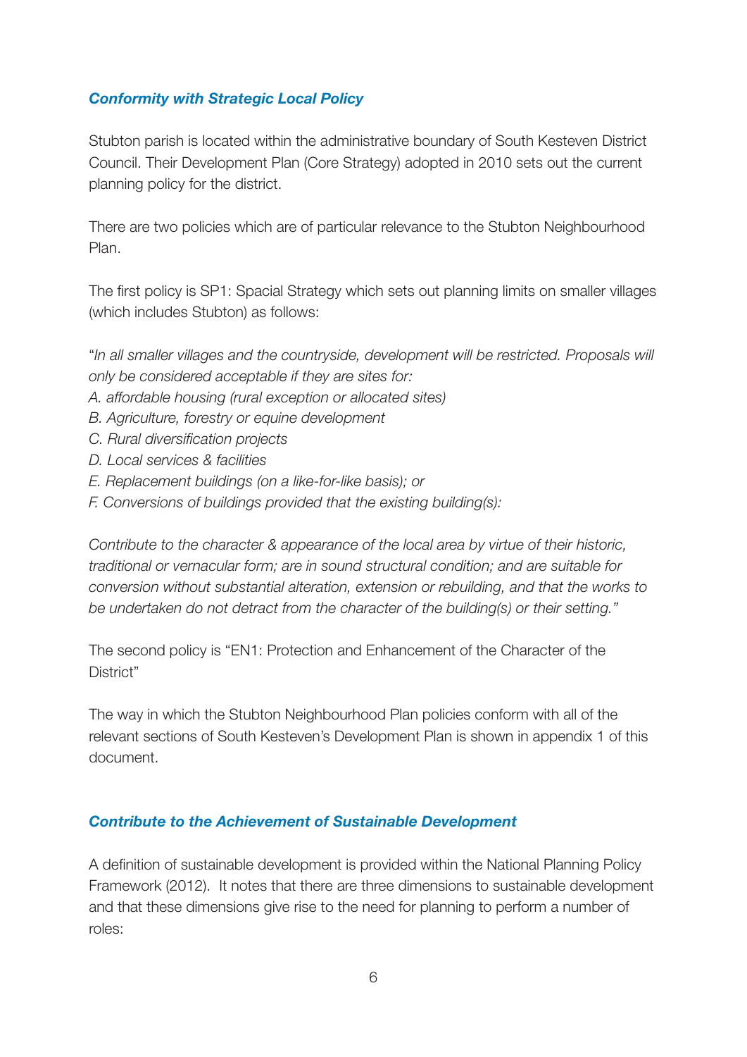### *Conformity with Strategic Local Policy*

Stubton parish is located within the administrative boundary of South Kesteven District Council. Their Development Plan (Core Strategy) adopted in 2010 sets out the current planning policy for the district.

There are two policies which are of particular relevance to the Stubton Neighbourhood Plan.

The first policy is SP1: Spacial Strategy which sets out planning limits on smaller villages (which includes Stubton) as follows:

"*In all smaller villages and the countryside, development will be restricted. Proposals will only be considered acceptable if they are sites for:*
*A. affordable housing (rural exception or allocated sites)*
*B. Agriculture, forestry or equine development*
*C. Rural diversification projects*
*D. Local services & facilities*
*E. Replacement buildings (on a like-for-like basis); or*
*F. Conversions of buildings provided that the existing building(s):*

*Contribute to the character & appearance of the local area by virtue of their historic, traditional or vernacular form; are in sound structural condition; and are suitable for conversion without substantial alteration, extension or rebuilding, and that the works to be undertaken do not detract from the character of the building(s) or their setting."*

The second policy is "EN1: Protection and Enhancement of the Character of the District"

The way in which the Stubton Neighbourhood Plan policies conform with all of the relevant sections of South Kesteven's Development Plan is shown in appendix 1 of this document.

### *Contribute to the Achievement of Sustainable Development*

A definition of sustainable development is provided within the National Planning Policy Framework (2012). It notes that there are three dimensions to sustainable development and that these dimensions give rise to the need for planning to perform a number of roles: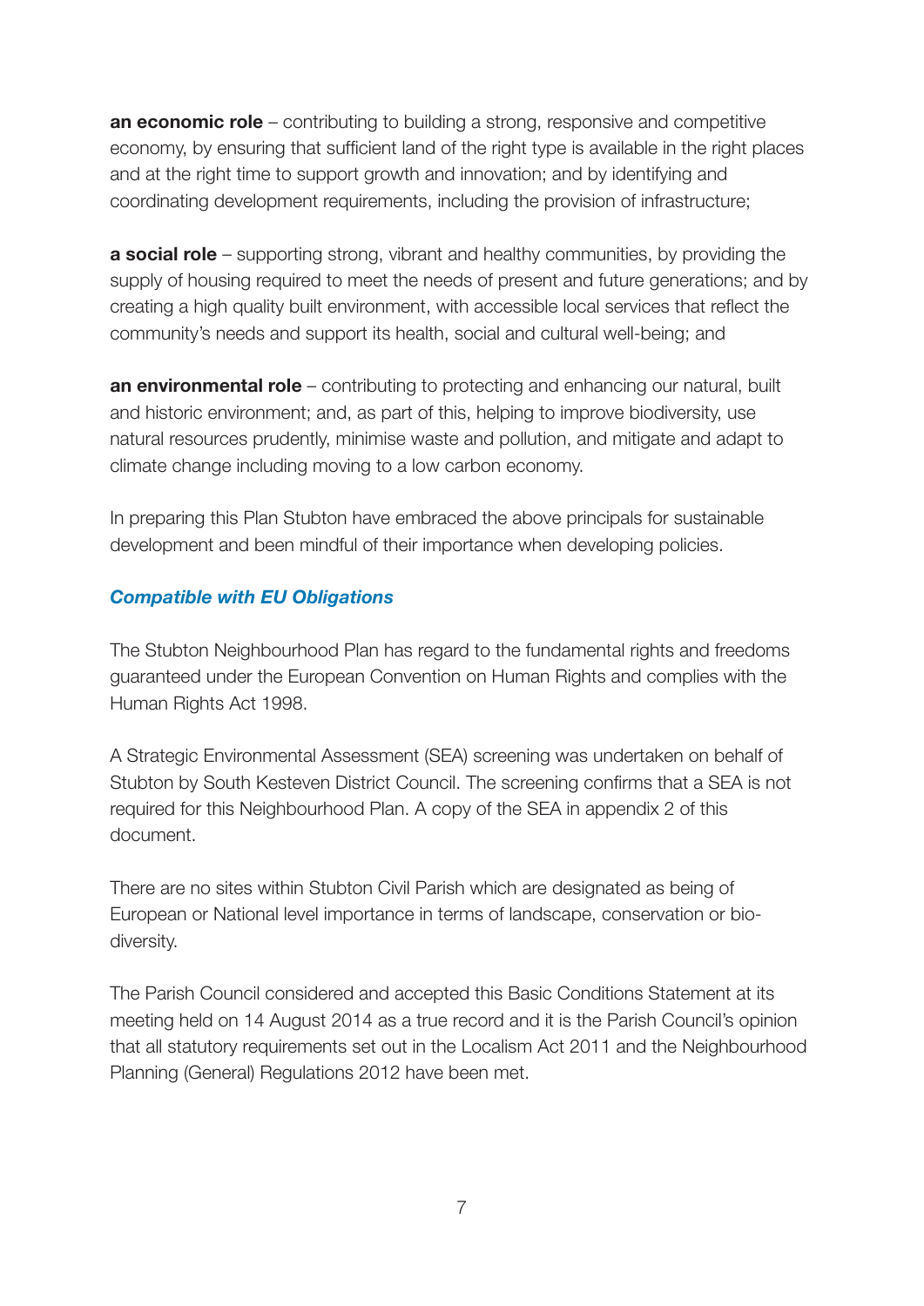**an economic role** – contributing to building a strong, responsive and competitive economy, by ensuring that sufficient land of the right type is available in the right places and at the right time to support growth and innovation; and by identifying and coordinating development requirements, including the provision of infrastructure;

**a social role** – supporting strong, vibrant and healthy communities, by providing the supply of housing required to meet the needs of present and future generations; and by creating a high quality built environment, with accessible local services that reflect the community's needs and support its health, social and cultural well-being; and

**an environmental role** – contributing to protecting and enhancing our natural, built and historic environment; and, as part of this, helping to improve biodiversity, use natural resources prudently, minimise waste and pollution, and mitigate and adapt to climate change including moving to a low carbon economy.

In preparing this Plan Stubton have embraced the above principals for sustainable development and been mindful of their importance when developing policies.

### *Compatible with EU Obligations*

The Stubton Neighbourhood Plan has regard to the fundamental rights and freedoms guaranteed under the European Convention on Human Rights and complies with the Human Rights Act 1998.

A Strategic Environmental Assessment (SEA) screening was undertaken on behalf of Stubton by South Kesteven District Council. The screening confirms that a SEA is not required for this Neighbourhood Plan. A copy of the SEA in appendix 2 of this document.

There are no sites within Stubton Civil Parish which are designated as being of European or National level importance in terms of landscape, conservation or bio-diversity.

The Parish Council considered and accepted this Basic Conditions Statement at its meeting held on 14 August 2014 as a true record and it is the Parish Council's opinion that all statutory requirements set out in the Localism Act 2011 and the Neighbourhood Planning (General) Regulations 2012 have been met.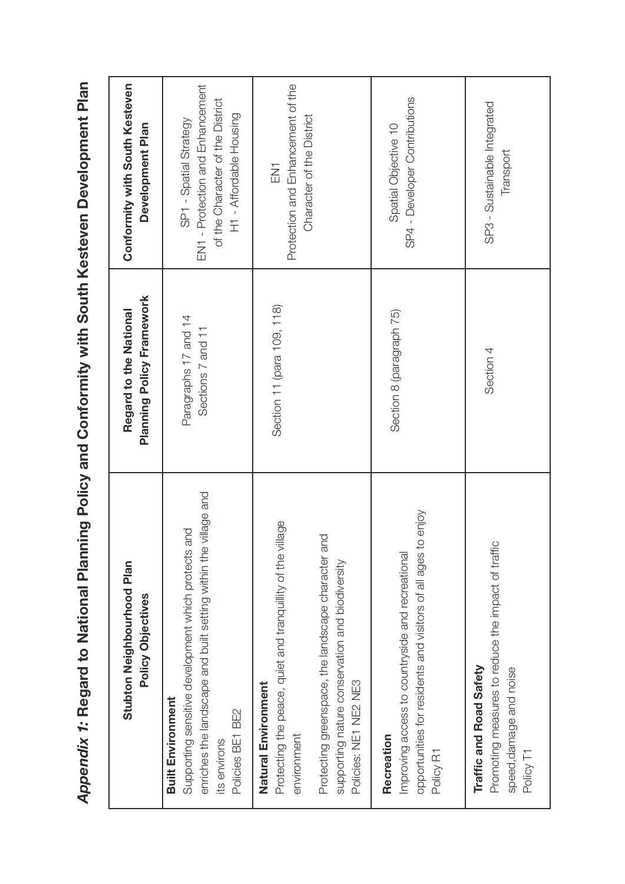# *Appendix 1:* Regard to National Planning Policy and Conformity with South Kesteven Development Plan

| Stubton Neighbourhood Plan Policy Objectives | Regard to the National Planning Policy Framework | Conformity with South Kesteven Development Plan |
|---|---|---|
| **Built Environment**<br>Supporting sensitive development which protects and enriches the landscape and built setting within the village and its environs<br>Policies BE1 BE2 | Paragraphs 17 and 14<br>Sections 7 and 11 | SP1 - Spatial Strategy<br>EN1 - Protection and Enhancement of the Character of the District<br>H1 - Affordable Housing |
| **Natural Environment**<br>Protecting the peace, quiet and tranquillity of the village environment<br>Protecting greenspace, the landscape character and supporting nature conservation and biodiversity<br>Policies: NE1 NE2 NE3 | Section 11 (para 109, 118) | EN1<br>Protection and Enhancement of the Character of the District |
| **Recreation**<br>Improving access to countryside and recreational opportunities for residents and visitors of all ages to enjoy<br>Policy R1 | Section 8 (paragraph 75) | Spatial Objective 10<br>SP4 - Developer Contributions |
| **Traffic and Road Safety**<br>Promoting measures to reduce the impact of traffic speed,damage and noise<br>Policy T1 | Section 4 | SP3 - Sustainable Integrated Transport |